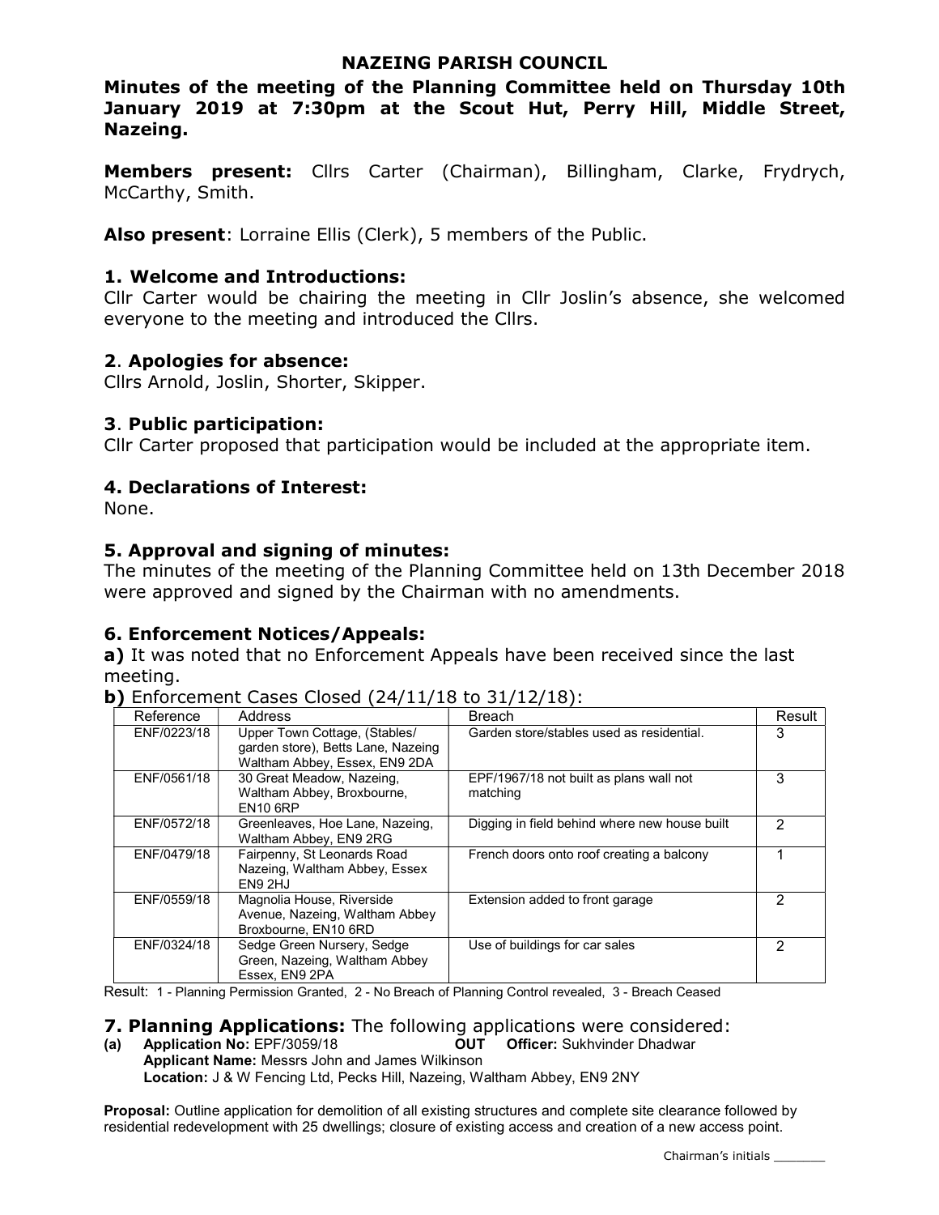**NAZEING PARISH COUNCIL**

**Minutes of the meeting of the Planning Committee held on Thursday 10th January 2019 at 7:30pm at the Scout Hut, Perry Hill, Middle Street, Nazeing.**

**Members present:** Cllrs Carter (Chairman), Billingham, Clarke, Frydrych, McCarthy, Smith.

**Also present**: Lorraine Ellis (Clerk), 5 members of the Public.

### 1. Welcome and Introductions:

Cllr Carter would be chairing the meeting in Cllr Joslin's absence, she welcomed everyone to the meeting and introduced the Cllrs.

### 2. Apologies for absence:

Cllrs Arnold, Joslin, Shorter, Skipper.

### 3. Public participation:

Cllr Carter proposed that participation would be included at the appropriate item.

### 4. Declarations of Interest:

None.

### 5. Approval and signing of minutes:

The minutes of the meeting of the Planning Committee held on 13th December 2018 were approved and signed by the Chairman with no amendments.

### 6. Enforcement Notices/Appeals:

**a)** It was noted that no Enforcement Appeals have been received since the last meeting.

**b)** Enforcement Cases Closed (24/11/18 to 31/12/18):

| Reference | Address | Breach | Result |
|---|---|---|---|
| ENF/0223/18 | Upper Town Cottage, (Stables/ garden store), Betts Lane, Nazeing Waltham Abbey, Essex, EN9 2DA | Garden store/stables used as residential. | 3 |
| ENF/0561/18 | 30 Great Meadow, Nazeing, Waltham Abbey, Broxbourne, EN10 6RP | EPF/1967/18 not built as plans wall not matching | 3 |
| ENF/0572/18 | Greenleaves, Hoe Lane, Nazeing, Waltham Abbey, EN9 2RG | Digging in field behind where new house built | 2 |
| ENF/0479/18 | Fairpenny, St Leonards Road Nazeing, Waltham Abbey, Essex EN9 2HJ | French doors onto roof creating a balcony | 1 |
| ENF/0559/18 | Magnolia House, Riverside Avenue, Nazeing, Waltham Abbey Broxbourne, EN10 6RD | Extension added to front garage | 2 |
| ENF/0324/18 | Sedge Green Nursery, Sedge Green, Nazeing, Waltham Abbey Essex, EN9 2PA | Use of buildings for car sales | 2 |

Result: 1 - Planning Permission Granted, 2 - No Breach of Planning Control revealed, 3 - Breach Ceased

### 7. Planning Applications: The following applications were considered:

**(a) Application No:** EPF/3059/18 **OUT** **Officer:** Sukhvinder Dhadwar
**Applicant Name:** Messrs John and James Wilkinson
**Location:** J & W Fencing Ltd, Pecks Hill, Nazeing, Waltham Abbey, EN9 2NY

**Proposal:** Outline application for demolition of all existing structures and complete site clearance followed by residential redevelopment with 25 dwellings; closure of existing access and creation of a new access point.

Chairman's initials _______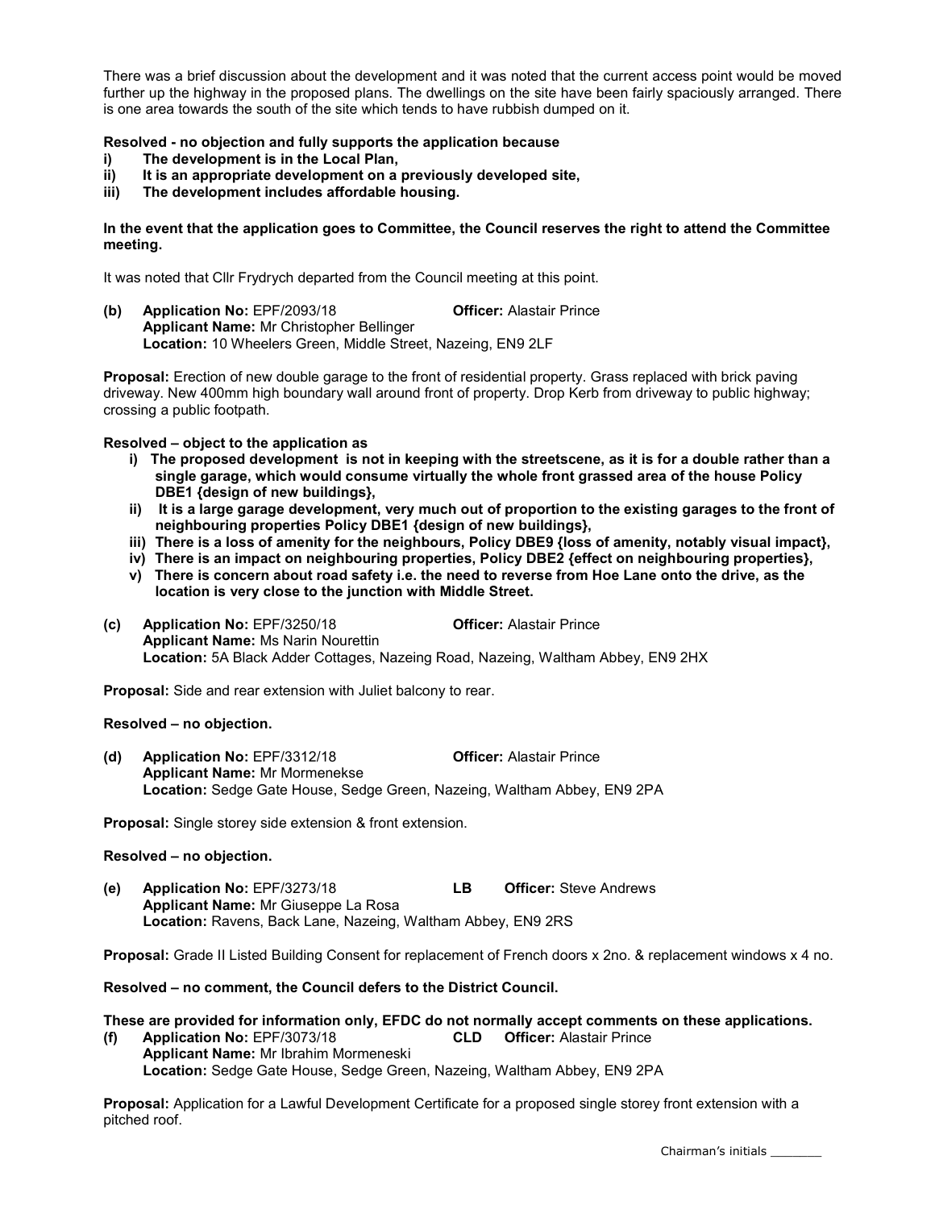There was a brief discussion about the development and it was noted that the current access point would be moved further up the highway in the proposed plans. The dwellings on the site have been fairly spaciously arranged. There is one area towards the south of the site which tends to have rubbish dumped on it.

**Resolved - no objection and fully supports the application because**

**i) The development is in the Local Plan,**
**ii) It is an appropriate development on a previously developed site,**
**iii) The development includes affordable housing.**

**In the event that the application goes to Committee, the Council reserves the right to attend the Committee meeting.**

It was noted that Cllr Frydrych departed from the Council meeting at this point.

**(b) Application No:** EPF/2093/18 **Officer:** Alastair Prince
**Applicant Name:** Mr Christopher Bellinger
**Location:** 10 Wheelers Green, Middle Street, Nazeing, EN9 2LF

**Proposal:** Erection of new double garage to the front of residential property. Grass replaced with brick paving driveway. New 400mm high boundary wall around front of property. Drop Kerb from driveway to public highway; crossing a public footpath.

**Resolved – object to the application as**

i) **The proposed development is not in keeping with the streetscene, as it is for a double rather than a single garage, which would consume virtually the whole front grassed area of the house Policy DBE1 {design of new buildings},**
ii) **It is a large garage development, very much out of proportion to the existing garages to the front of neighbouring properties Policy DBE1 {design of new buildings},**
iii) **There is a loss of amenity for the neighbours, Policy DBE9 {loss of amenity, notably visual impact},**
iv) **There is an impact on neighbouring properties, Policy DBE2 {effect on neighbouring properties},**
v) **There is concern about road safety i.e. the need to reverse from Hoe Lane onto the drive, as the location is very close to the junction with Middle Street.**

**(c) Application No:** EPF/3250/18 **Officer:** Alastair Prince
**Applicant Name:** Ms Narin Nourettin
**Location:** 5A Black Adder Cottages, Nazeing Road, Nazeing, Waltham Abbey, EN9 2HX

**Proposal:** Side and rear extension with Juliet balcony to rear.

**Resolved – no objection.**

**(d) Application No:** EPF/3312/18 **Officer:** Alastair Prince
**Applicant Name:** Mr Mormenekse
**Location:** Sedge Gate House, Sedge Green, Nazeing, Waltham Abbey, EN9 2PA

**Proposal:** Single storey side extension & front extension.

**Resolved – no objection.**

**(e) Application No:** EPF/3273/18 **LB** **Officer:** Steve Andrews
**Applicant Name:** Mr Giuseppe La Rosa
**Location:** Ravens, Back Lane, Nazeing, Waltham Abbey, EN9 2RS

**Proposal:** Grade II Listed Building Consent for replacement of French doors x 2no. & replacement windows x 4 no.

**Resolved – no comment, the Council defers to the District Council.**

**These are provided for information only, EFDC do not normally accept comments on these applications.**

**(f) Application No:** EPF/3073/18 **CLD** **Officer:** Alastair Prince
**Applicant Name:** Mr Ibrahim Mormeneski
**Location:** Sedge Gate House, Sedge Green, Nazeing, Waltham Abbey, EN9 2PA

**Proposal:** Application for a Lawful Development Certificate for a proposed single storey front extension with a pitched roof.

Chairman's initials ________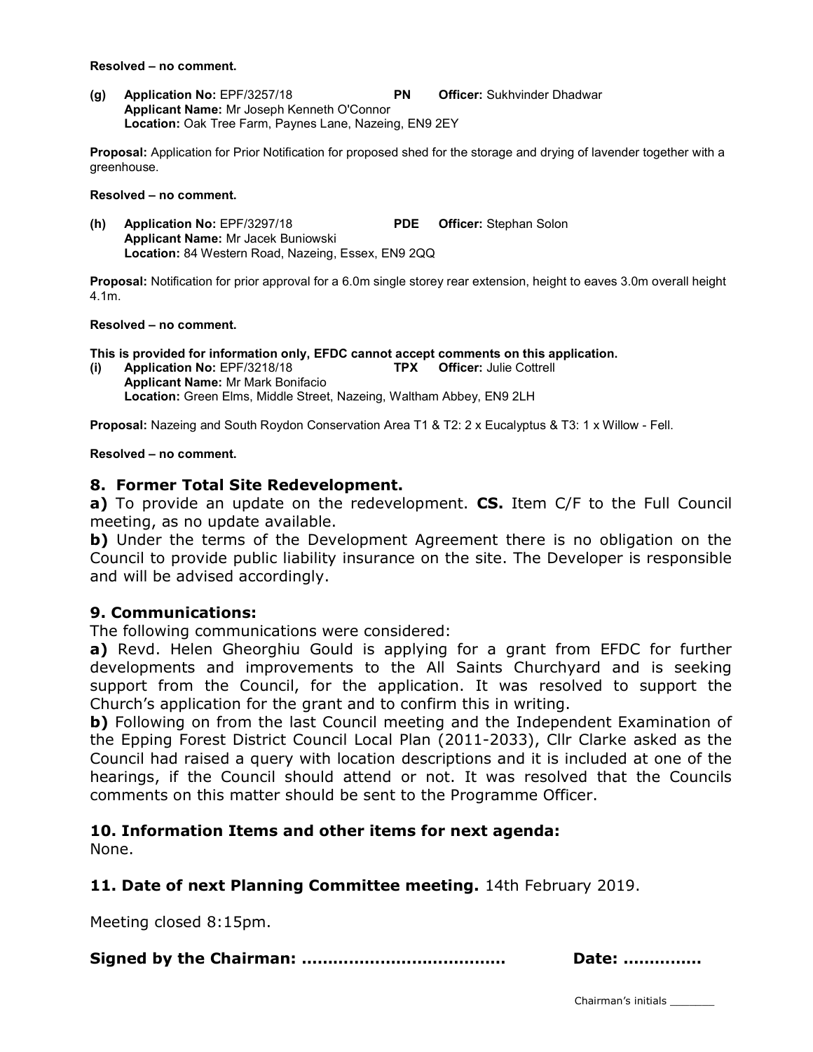**Resolved – no comment.**

**(g) Application No:** EPF/3257/18 **PN** **Officer:** Sukhvinder Dhadwar
**Applicant Name:** Mr Joseph Kenneth O'Connor
**Location:** Oak Tree Farm, Paynes Lane, Nazeing, EN9 2EY

**Proposal:** Application for Prior Notification for proposed shed for the storage and drying of lavender together with a greenhouse.

**Resolved – no comment.**

**(h) Application No:** EPF/3297/18 **PDE** **Officer:** Stephan Solon
**Applicant Name:** Mr Jacek Buniowski
**Location:** 84 Western Road, Nazeing, Essex, EN9 2QQ

**Proposal:** Notification for prior approval for a 6.0m single storey rear extension, height to eaves 3.0m overall height 4.1m.

**Resolved – no comment.**

**This is provided for information only, EFDC cannot accept comments on this application.**

**(i) Application No:** EPF/3218/18 **TPX** **Officer:** Julie Cottrell
**Applicant Name:** Mr Mark Bonifacio
**Location:** Green Elms, Middle Street, Nazeing, Waltham Abbey, EN9 2LH

**Proposal:** Nazeing and South Roydon Conservation Area T1 & T2: 2 x Eucalyptus & T3: 1 x Willow - Fell.

**Resolved – no comment.**

## 8. Former Total Site Redevelopment.

**a)** To provide an update on the redevelopment. **CS.** Item C/F to the Full Council meeting, as no update available.

**b)** Under the terms of the Development Agreement there is no obligation on the Council to provide public liability insurance on the site. The Developer is responsible and will be advised accordingly.

## 9. Communications:

The following communications were considered:

**a)** Revd. Helen Gheorghiu Gould is applying for a grant from EFDC for further developments and improvements to the All Saints Churchyard and is seeking support from the Council, for the application. It was resolved to support the Church's application for the grant and to confirm this in writing.

**b)** Following on from the last Council meeting and the Independent Examination of the Epping Forest District Council Local Plan (2011-2033), Cllr Clarke asked as the Council had raised a query with location descriptions and it is included at one of the hearings, if the Council should attend or not. It was resolved that the Councils comments on this matter should be sent to the Programme Officer.

## 10. Information Items and other items for next agenda:

None.

## 11. Date of next Planning Committee meeting. 14th February 2019.

Meeting closed 8:15pm.

**Signed by the Chairman: ..................................... Date: ..............**

Chairman's initials _______